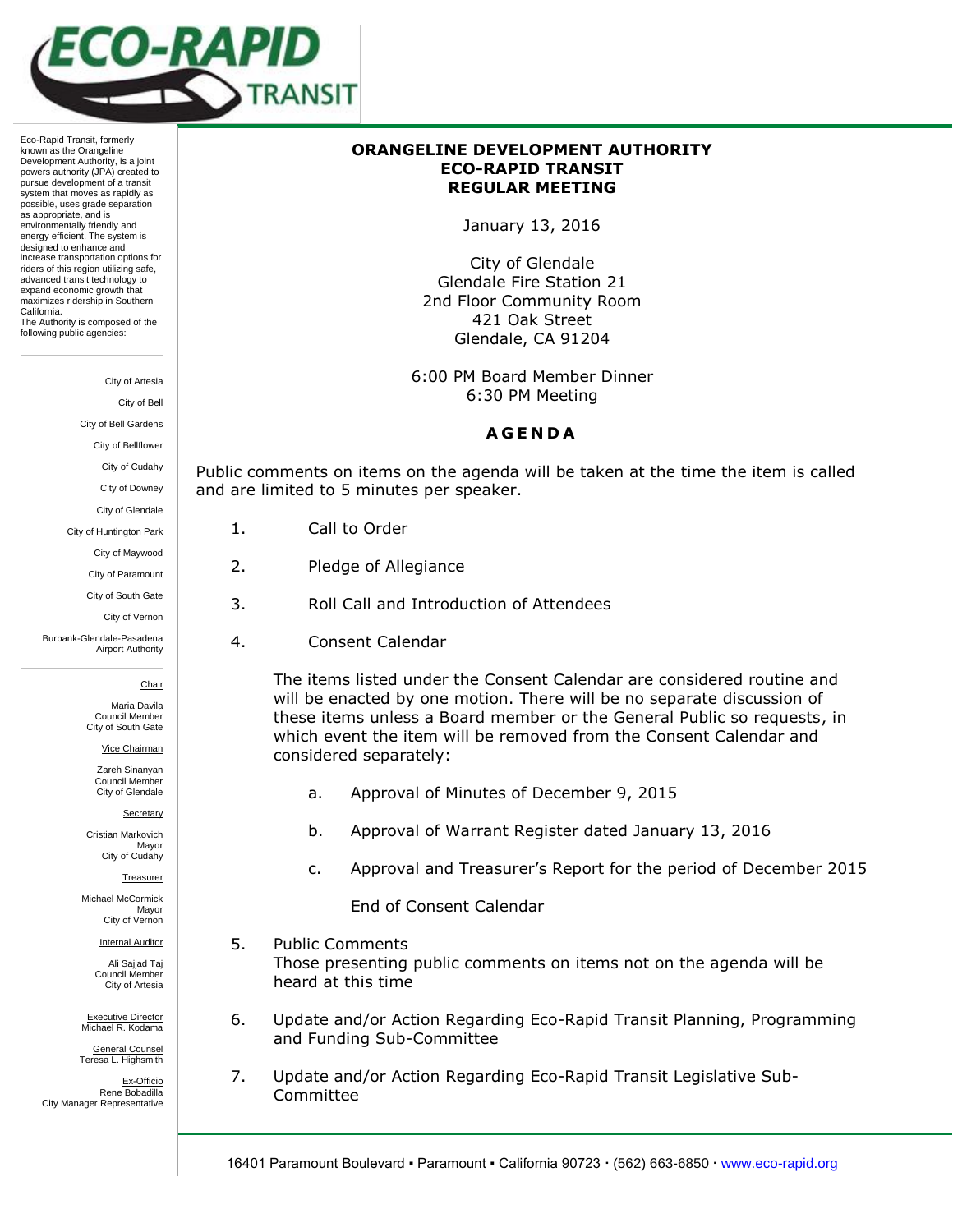Eco-Rapid Transit, formerly known as the Orangeline Development Authority, is a joint powers authority (JPA) created to pursue development of a transit system that moves as rapidly as possible, uses grade separation as appropriate, and is environmentally friendly and energy efficient. The system is designed to enhance and increase transportation options for riders of this region utilizing safe, advanced transit technology to expand economic growth that maximizes ridership in Southern California.
The Authority is composed of the following public agencies:

City of Artesia
City of Bell
City of Bell Gardens
City of Bellflower
City of Cudahy
City of Downey
City of Glendale
City of Huntington Park
City of Maywood
City of Paramount
City of South Gate
City of Vernon
Burbank-Glendale-Pasadena Airport Authority

Chair
Maria Davila
Council Member
City of South Gate

Vice Chairman
Zareh Sinanyan
Council Member
City of Glendale

Secretary
Cristian Markovich
Mayor
City of Cudahy

Treasurer
Michael McCormick
Mayor
City of Vernon

Internal Auditor
Ali Sajjad Taj
Council Member
City of Artesia

Executive Director
Michael R. Kodama

General Counsel
Teresa L. Highsmith

Ex-Officio
Rene Bobadilla
City Manager Representative

# ORANGELINE DEVELOPMENT AUTHORITY
# ECO-RAPID TRANSIT
# REGULAR MEETING

January 13, 2016

City of Glendale
Glendale Fire Station 21
2nd Floor Community Room
421 Oak Street
Glendale, CA 91204

6:00 PM Board Member Dinner
6:30 PM Meeting

## AGENDA

Public comments on items on the agenda will be taken at the time the item is called and are limited to 5 minutes per speaker.

1. Call to Order

2. Pledge of Allegiance

3. Roll Call and Introduction of Attendees

4. Consent Calendar

   The items listed under the Consent Calendar are considered routine and will be enacted by one motion. There will be no separate discussion of these items unless a Board member or the General Public so requests, in which event the item will be removed from the Consent Calendar and considered separately:

   a. Approval of Minutes of December 9, 2015

   b. Approval of Warrant Register dated January 13, 2016

   c. Approval and Treasurer's Report for the period of December 2015

   End of Consent Calendar

5. Public Comments
   Those presenting public comments on items not on the agenda will be heard at this time

6. Update and/or Action Regarding Eco-Rapid Transit Planning, Programming and Funding Sub-Committee

7. Update and/or Action Regarding Eco-Rapid Transit Legislative Sub-Committee

16401 Paramount Boulevard ▪ Paramount ▪ California 90723 · (562) 663-6850 · www.eco-rapid.org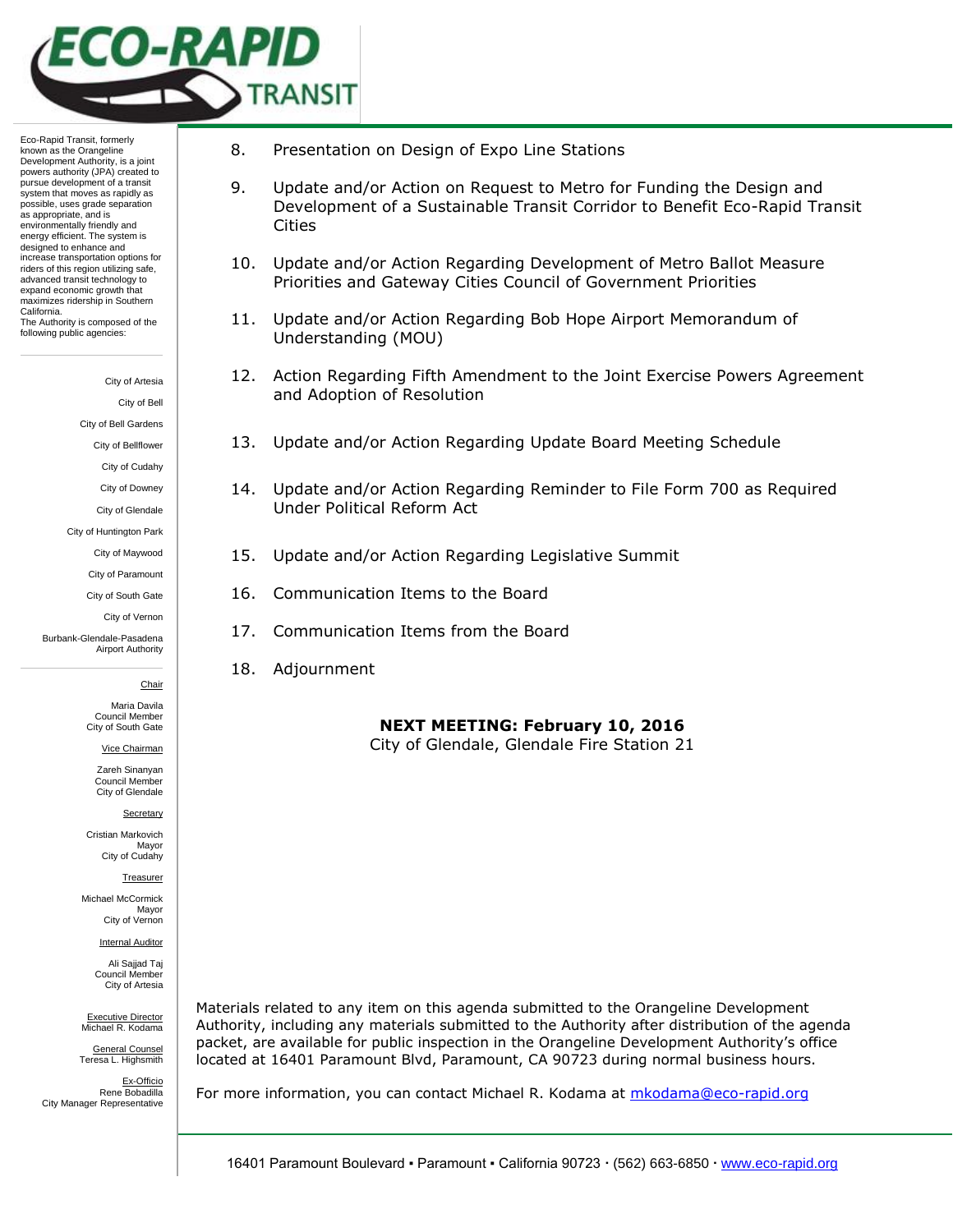**ECO-RAPID TRANSIT**

Eco-Rapid Transit, formerly known as the Orangeline Development Authority, is a joint powers authority (JPA) created to pursue development of a transit system that moves as rapidly as possible, uses grade separation as appropriate, and is environmentally friendly and energy efficient. The system is designed to enhance and increase transportation options for riders of this region utilizing safe, advanced transit technology to expand economic growth that maximizes ridership in Southern California.
The Authority is composed of the following public agencies:

City of Artesia
City of Bell
City of Bell Gardens
City of Bellflower
City of Cudahy
City of Downey
City of Glendale
City of Huntington Park
City of Maywood
City of Paramount
City of South Gate
City of Vernon
Burbank-Glendale-Pasadena Airport Authority

Chair
Maria Davila
Council Member
City of South Gate

Vice Chairman
Zareh Sinanyan
Council Member
City of Glendale

Secretary
Cristian Markovich
Mayor
City of Cudahy

Treasurer
Michael McCormick
Mayor
City of Vernon

Internal Auditor
Ali Sajjad Taj
Council Member
City of Artesia

Executive Director
Michael R. Kodama

General Counsel
Teresa L. Highsmith

Ex-Officio
Rene Bobadilla
City Manager Representative

8. Presentation on Design of Expo Line Stations

9. Update and/or Action on Request to Metro for Funding the Design and Development of a Sustainable Transit Corridor to Benefit Eco-Rapid Transit Cities

10. Update and/or Action Regarding Development of Metro Ballot Measure Priorities and Gateway Cities Council of Government Priorities

11. Update and/or Action Regarding Bob Hope Airport Memorandum of Understanding (MOU)

12. Action Regarding Fifth Amendment to the Joint Exercise Powers Agreement and Adoption of Resolution

13. Update and/or Action Regarding Update Board Meeting Schedule

14. Update and/or Action Regarding Reminder to File Form 700 as Required Under Political Reform Act

15. Update and/or Action Regarding Legislative Summit

16. Communication Items to the Board

17. Communication Items from the Board

18. Adjournment

**NEXT MEETING: February 10, 2016**
City of Glendale, Glendale Fire Station 21

Materials related to any item on this agenda submitted to the Orangeline Development Authority, including any materials submitted to the Authority after distribution of the agenda packet, are available for public inspection in the Orangeline Development Authority's office located at 16401 Paramount Blvd, Paramount, CA 90723 during normal business hours.

For more information, you can contact Michael R. Kodama at mkodama@eco-rapid.org

16401 Paramount Boulevard ▪ Paramount ▪ California 90723 · (562) 663-6850 · www.eco-rapid.org